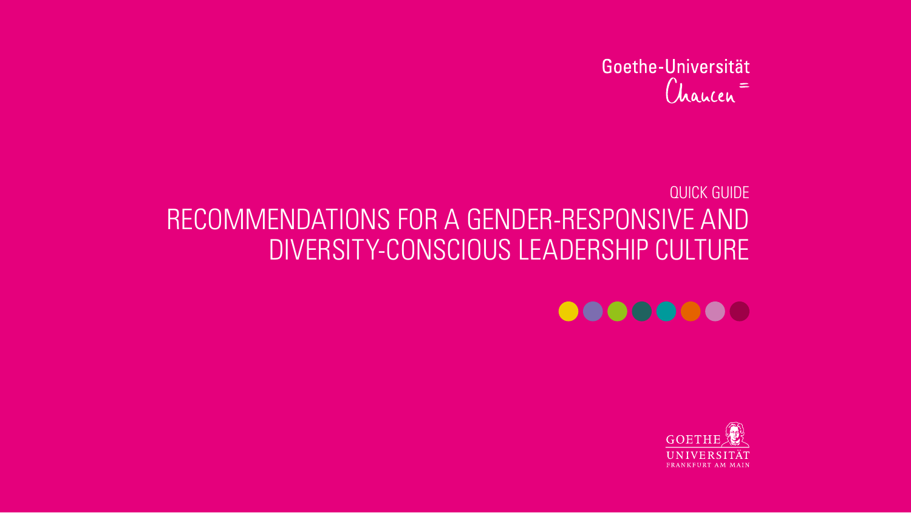Goethe-Universität
Chancen=

QUICK GUIDE

# RECOMMENDATIONS FOR A GENDER-RESPONSIVE AND DIVERSITY-CONSCIOUS LEADERSHIP CULTURE

GOETHE
UNIVERSITÄT
FRANKFURT AM MAIN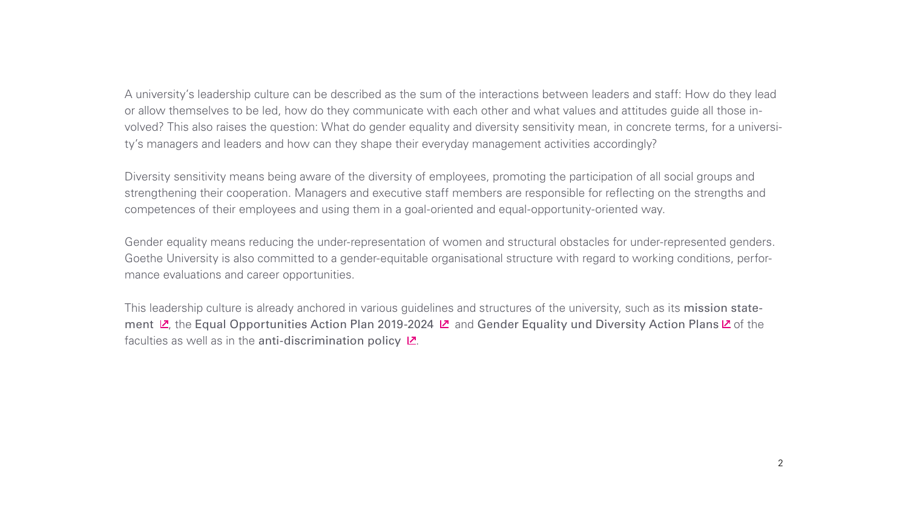A university's leadership culture can be described as the sum of the interactions between leaders and staff: How do they lead or allow themselves to be led, how do they communicate with each other and what values and attitudes guide all those involved? This also raises the question: What do gender equality and diversity sensitivity mean, in concrete terms, for a university's managers and leaders and how can they shape their everyday management activities accordingly?

Diversity sensitivity means being aware of the diversity of employees, promoting the participation of all social groups and strengthening their cooperation. Managers and executive staff members are responsible for reflecting on the strengths and competences of their employees and using them in a goal-oriented and equal-opportunity-oriented way.

Gender equality means reducing the under-representation of women and structural obstacles for under-represented genders. Goethe University is also committed to a gender-equitable organisational structure with regard to working conditions, performance evaluations and career opportunities.

This leadership culture is already anchored in various guidelines and structures of the university, such as its mission statement, the Equal Opportunities Action Plan 2019-2024 and Gender Equality und Diversity Action Plans of the faculties as well as in the anti-discrimination policy.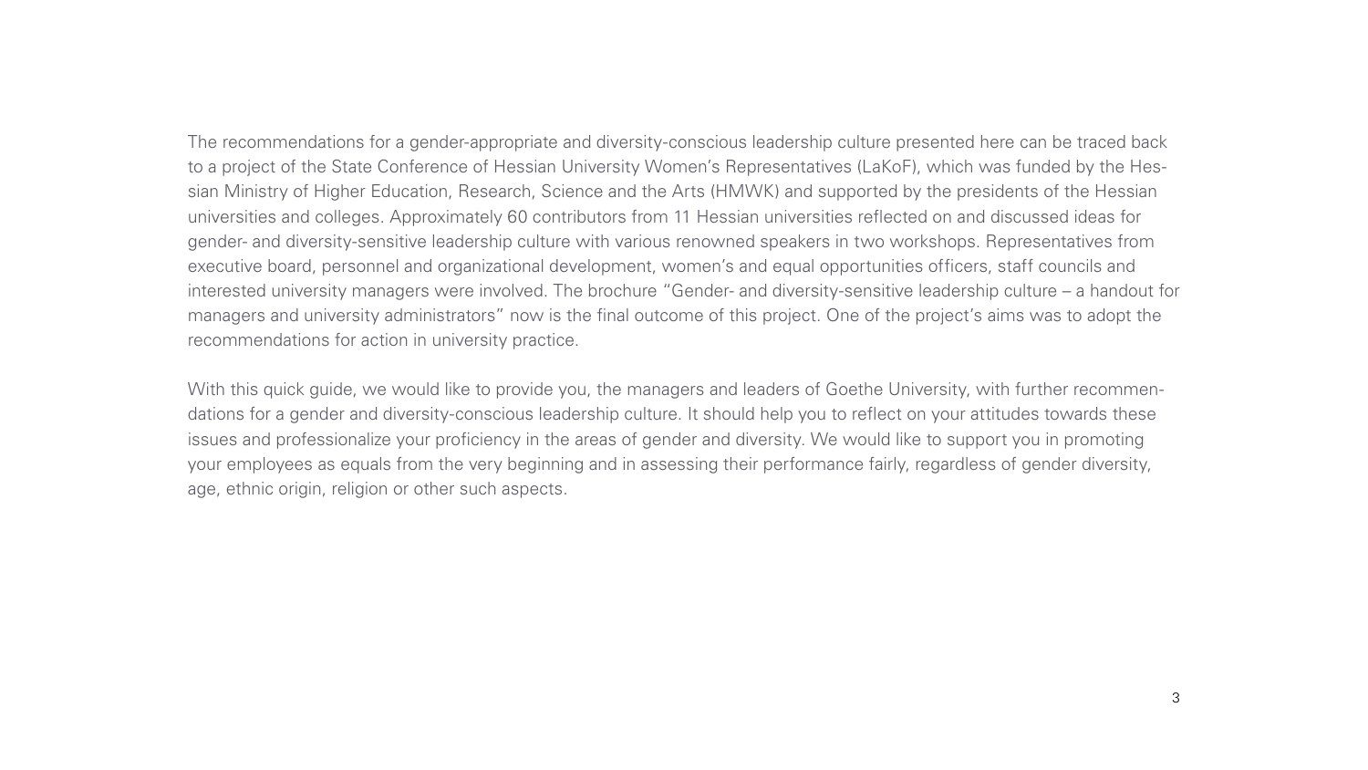The recommendations for a gender-appropriate and diversity-conscious leadership culture presented here can be traced back to a project of the State Conference of Hessian University Women's Representatives (LaKoF), which was funded by the Hessian Ministry of Higher Education, Research, Science and the Arts (HMWK) and supported by the presidents of the Hessian universities and colleges. Approximately 60 contributors from 11 Hessian universities reflected on and discussed ideas for gender- and diversity-sensitive leadership culture with various renowned speakers in two workshops. Representatives from executive board, personnel and organizational development, women's and equal opportunities officers, staff councils and interested university managers were involved. The brochure "Gender- and diversity-sensitive leadership culture – a handout for managers and university administrators" now is the final outcome of this project. One of the project's aims was to adopt the recommendations for action in university practice.

With this quick guide, we would like to provide you, the managers and leaders of Goethe University, with further recommendations for a gender and diversity-conscious leadership culture. It should help you to reflect on your attitudes towards these issues and professionalize your proficiency in the areas of gender and diversity. We would like to support you in promoting your employees as equals from the very beginning and in assessing their performance fairly, regardless of gender diversity, age, ethnic origin, religion or other such aspects.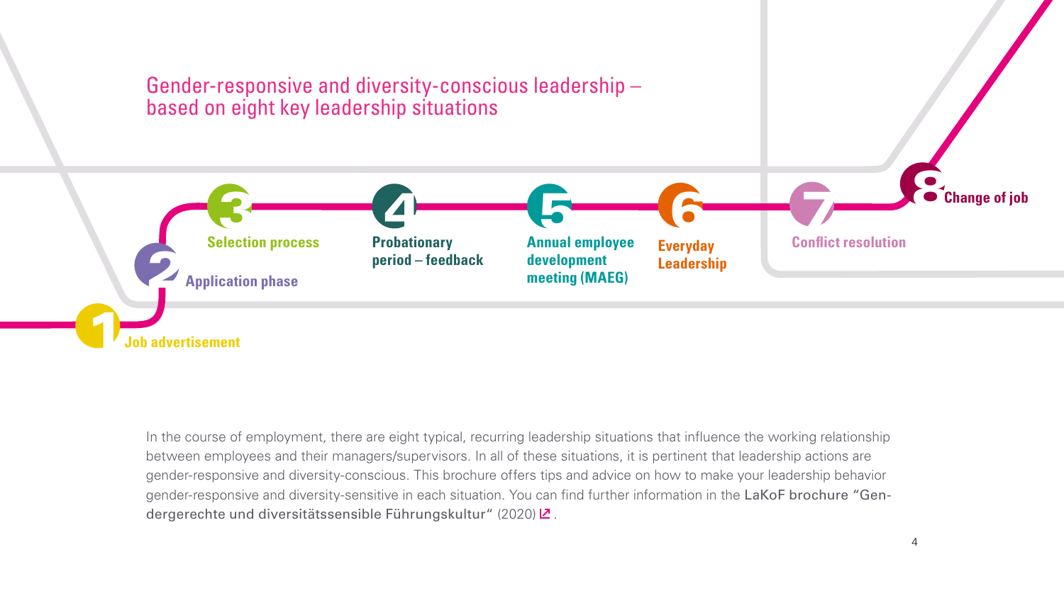## Gender-responsive and diversity-conscious leadership – based on eight key leadership situations

1. **Job advertisement**
2. **Application phase**
3. **Selection process**
4. **Probationary period – feedback**
5. **Annual employee development meeting (MAEG)**
6. **Everyday Leadership**
7. **Conflict resolution**
8. **Change of job**

In the course of employment, there are eight typical, recurring leadership situations that influence the working relationship between employees and their managers/supervisors. In all of these situations, it is pertinent that leadership actions are gender-responsive and diversity-conscious. This brochure offers tips and advice on how to make your leadership behavior gender-responsive and diversity-sensitive in each situation. You can find further information in the LaKoF brochure "Gendergerechte und diversitätssensible Führungskultur" (2020).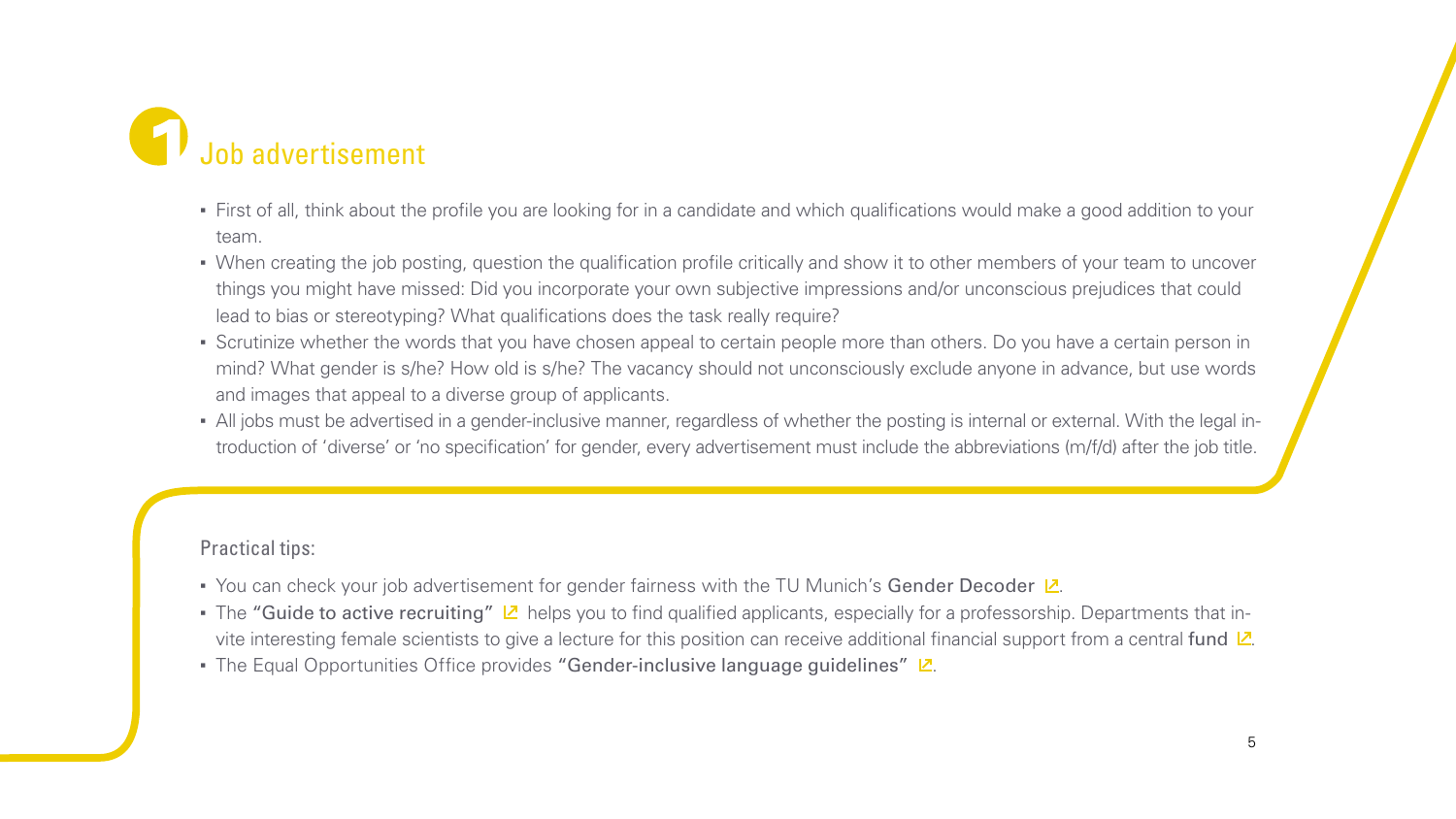# 1 Job advertisement

- First of all, think about the profile you are looking for in a candidate and which qualifications would make a good addition to your team.
- When creating the job posting, question the qualification profile critically and show it to other members of your team to uncover things you might have missed: Did you incorporate your own subjective impressions and/or unconscious prejudices that could lead to bias or stereotyping? What qualifications does the task really require?
- Scrutinize whether the words that you have chosen appeal to certain people more than others. Do you have a certain person in mind? What gender is s/he? How old is s/he? The vacancy should not unconsciously exclude anyone in advance, but use words and images that appeal to a diverse group of applicants.
- All jobs must be advertised in a gender-inclusive manner, regardless of whether the posting is internal or external. With the legal introduction of 'diverse' or 'no specification' for gender, every advertisement must include the abbreviations (m/f/d) after the job title.

## Practical tips:

- You can check your job advertisement for gender fairness with the TU Munich's Gender Decoder.
- The "Guide to active recruiting" helps you to find qualified applicants, especially for a professorship. Departments that invite interesting female scientists to give a lecture for this position can receive additional financial support from a central fund.
- The Equal Opportunities Office provides "Gender-inclusive language guidelines".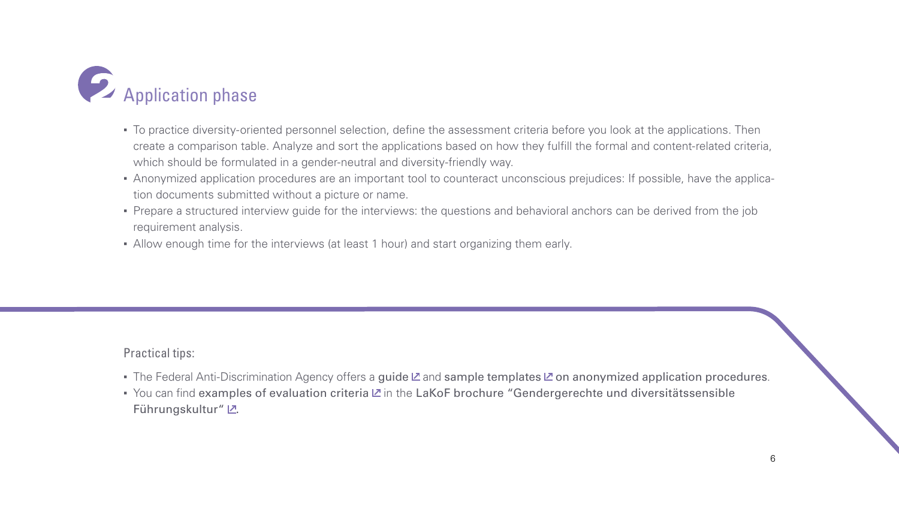## 2 Application phase

- To practice diversity-oriented personnel selection, define the assessment criteria before you look at the applications. Then create a comparison table. Analyze and sort the applications based on how they fulfill the formal and content-related criteria, which should be formulated in a gender-neutral and diversity-friendly way.
- Anonymized application procedures are an important tool to counteract unconscious prejudices: If possible, have the application documents submitted without a picture or name.
- Prepare a structured interview guide for the interviews: the questions and behavioral anchors can be derived from the job requirement analysis.
- Allow enough time for the interviews (at least 1 hour) and start organizing them early.

Practical tips:

- The Federal Anti-Discrimination Agency offers a guide ↗ and sample templates ↗ on anonymized application procedures.
- You can find examples of evaluation criteria ↗ in the LaKoF brochure "Gendergerechte und diversitätssensible Führungskultur" ↗.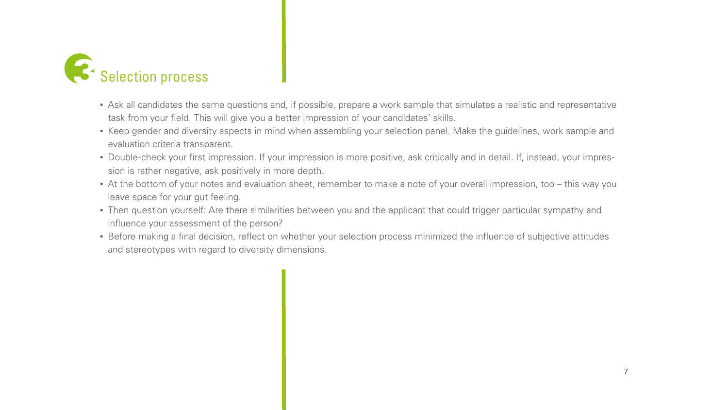# 3 Selection process

- Ask all candidates the same questions and, if possible, prepare a work sample that simulates a realistic and representative task from your field. This will give you a better impression of your candidates' skills.
- Keep gender and diversity aspects in mind when assembling your selection panel. Make the guidelines, work sample and evaluation criteria transparent.
- Double-check your first impression. If your impression is more positive, ask critically and in detail. If, instead, your impression is rather negative, ask positively in more depth.
- At the bottom of your notes and evaluation sheet, remember to make a note of your overall impression, too – this way you leave space for your gut feeling.
- Then question yourself: Are there similarities between you and the applicant that could trigger particular sympathy and influence your assessment of the person?
- Before making a final decision, reflect on whether your selection process minimized the influence of subjective attitudes and stereotypes with regard to diversity dimensions.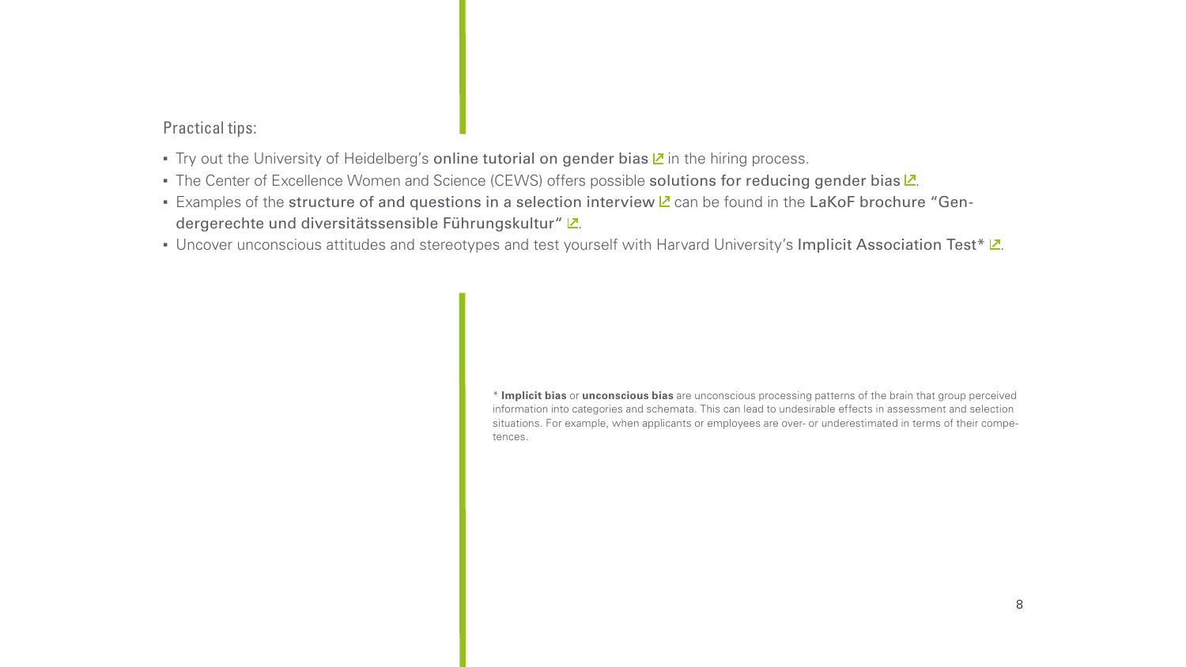Practical tips:

- Try out the University of Heidelberg's online tutorial on gender bias in the hiring process.
- The Center of Excellence Women and Science (CEWS) offers possible solutions for reducing gender bias.
- Examples of the structure of and questions in a selection interview can be found in the LaKoF brochure "Gendergerechte und diversitätssensible Führungskultur".
- Uncover unconscious attitudes and stereotypes and test yourself with Harvard University's Implicit Association Test*.

\* **Implicit bias** or **unconscious bias** are unconscious processing patterns of the brain that group perceived information into categories and schemata. This can lead to undesirable effects in assessment and selection situations. For example, when applicants or employees are over- or underestimated in terms of their competences.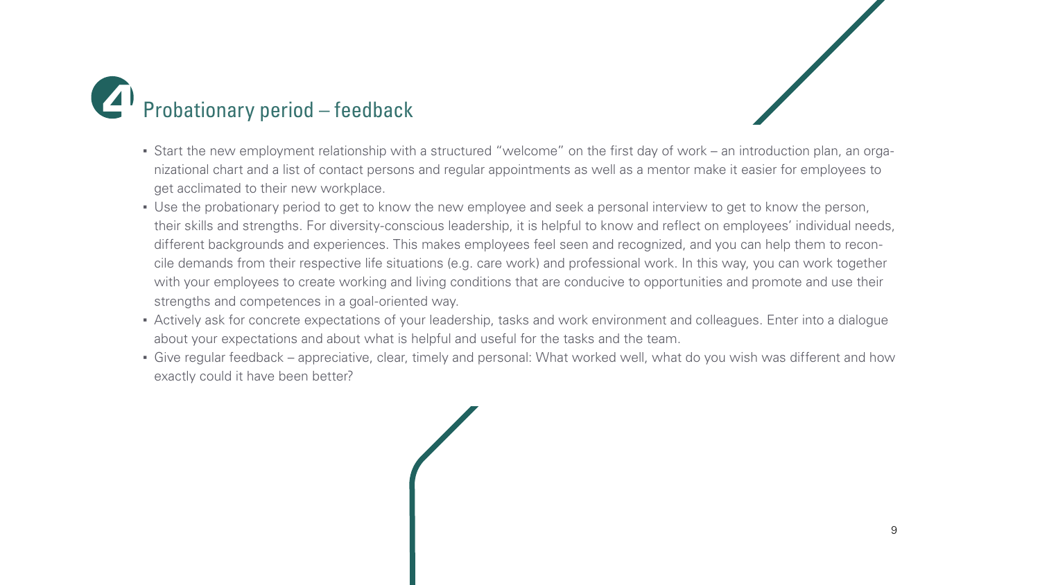## 4 Probationary period – feedback

- Start the new employment relationship with a structured "welcome" on the first day of work – an introduction plan, an organizational chart and a list of contact persons and regular appointments as well as a mentor make it easier for employees to get acclimated to their new workplace.
- Use the probationary period to get to know the new employee and seek a personal interview to get to know the person, their skills and strengths. For diversity-conscious leadership, it is helpful to know and reflect on employees' individual needs, different backgrounds and experiences. This makes employees feel seen and recognized, and you can help them to reconcile demands from their respective life situations (e.g. care work) and professional work. In this way, you can work together with your employees to create working and living conditions that are conducive to opportunities and promote and use their strengths and competences in a goal-oriented way.
- Actively ask for concrete expectations of your leadership, tasks and work environment and colleagues. Enter into a dialogue about your expectations and about what is helpful and useful for the tasks and the team.
- Give regular feedback – appreciative, clear, timely and personal: What worked well, what do you wish was different and how exactly could it have been better?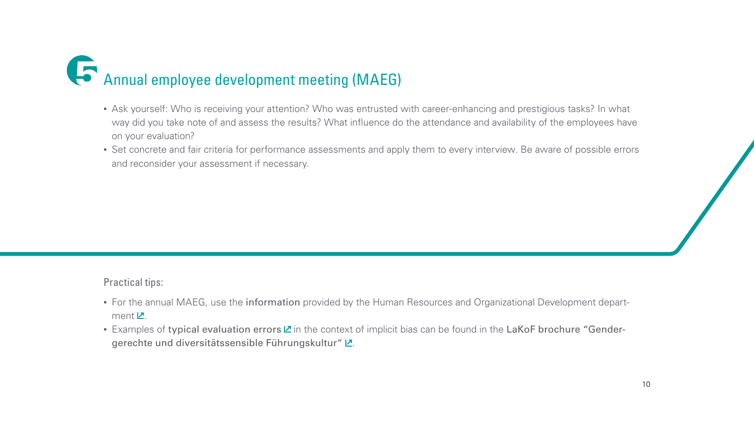# 5 Annual employee development meeting (MAEG)

- Ask yourself: Who is receiving your attention? Who was entrusted with career-enhancing and prestigious tasks? In what way did you take note of and assess the results? What influence do the attendance and availability of the employees have on your evaluation?
- Set concrete and fair criteria for performance assessments and apply them to every interview. Be aware of possible errors and reconsider your assessment if necessary.

Practical tips:

- For the annual MAEG, use the information provided by the Human Resources and Organizational Development department.
- Examples of typical evaluation errors in the context of implicit bias can be found in the LaKoF brochure "Gendergerechte und diversitätssensible Führungskultur".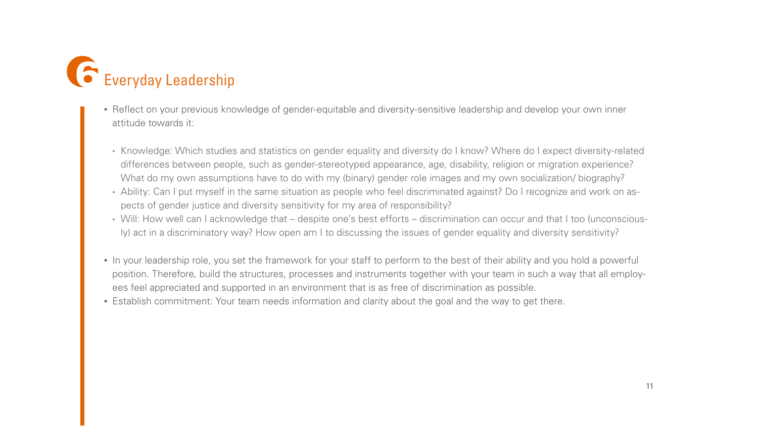# 6 Everyday Leadership

- Reflect on your previous knowledge of gender-equitable and diversity-sensitive leadership and develop your own inner attitude towards it:
  - Knowledge: Which studies and statistics on gender equality and diversity do I know? Where do I expect diversity-related differences between people, such as gender-stereotyped appearance, age, disability, religion or migration experience? What do my own assumptions have to do with my (binary) gender role images and my own socialization/ biography?
  - Ability: Can I put myself in the same situation as people who feel discriminated against? Do I recognize and work on aspects of gender justice and diversity sensitivity for my area of responsibility?
  - Will: How well can I acknowledge that – despite one's best efforts – discrimination can occur and that I too (unconsciously) act in a discriminatory way? How open am I to discussing the issues of gender equality and diversity sensitivity?
- In your leadership role, you set the framework for your staff to perform to the best of their ability and you hold a powerful position. Therefore, build the structures, processes and instruments together with your team in such a way that all employees feel appreciated and supported in an environment that is as free of discrimination as possible.
- Establish commitment: Your team needs information and clarity about the goal and the way to get there.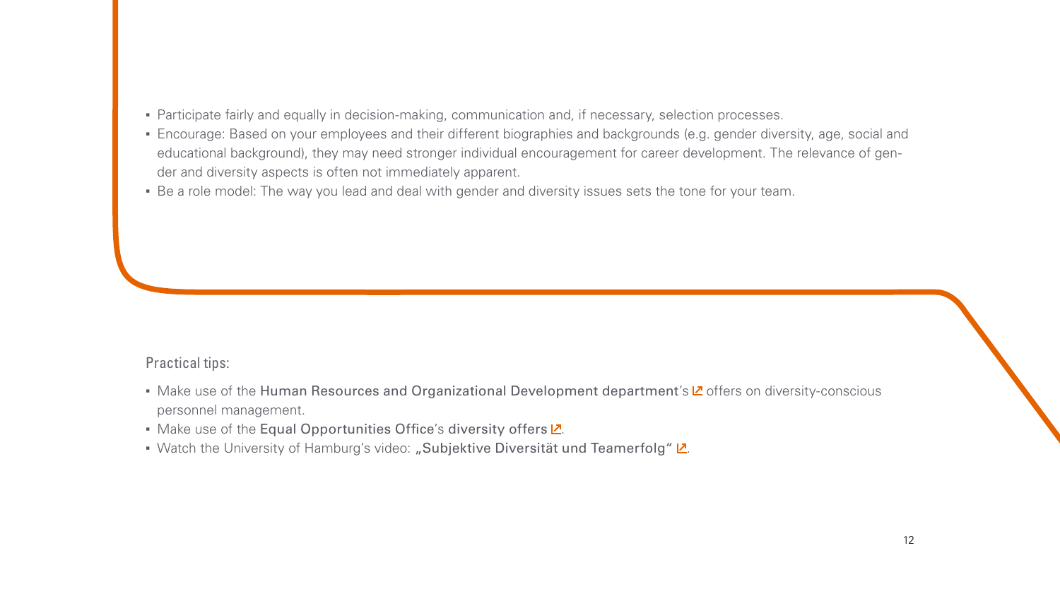- Participate fairly and equally in decision-making, communication and, if necessary, selection processes.
- Encourage: Based on your employees and their different biographies and backgrounds (e.g. gender diversity, age, social and educational background), they may need stronger individual encouragement for career development. The relevance of gender and diversity aspects is often not immediately apparent.
- Be a role model: The way you lead and deal with gender and diversity issues sets the tone for your team.

Practical tips:

- Make use of the Human Resources and Organizational Development department's offers on diversity-conscious personnel management.
- Make use of the Equal Opportunities Office's diversity offers.
- Watch the University of Hamburg's video: „Subjektive Diversität und Teamerfolg".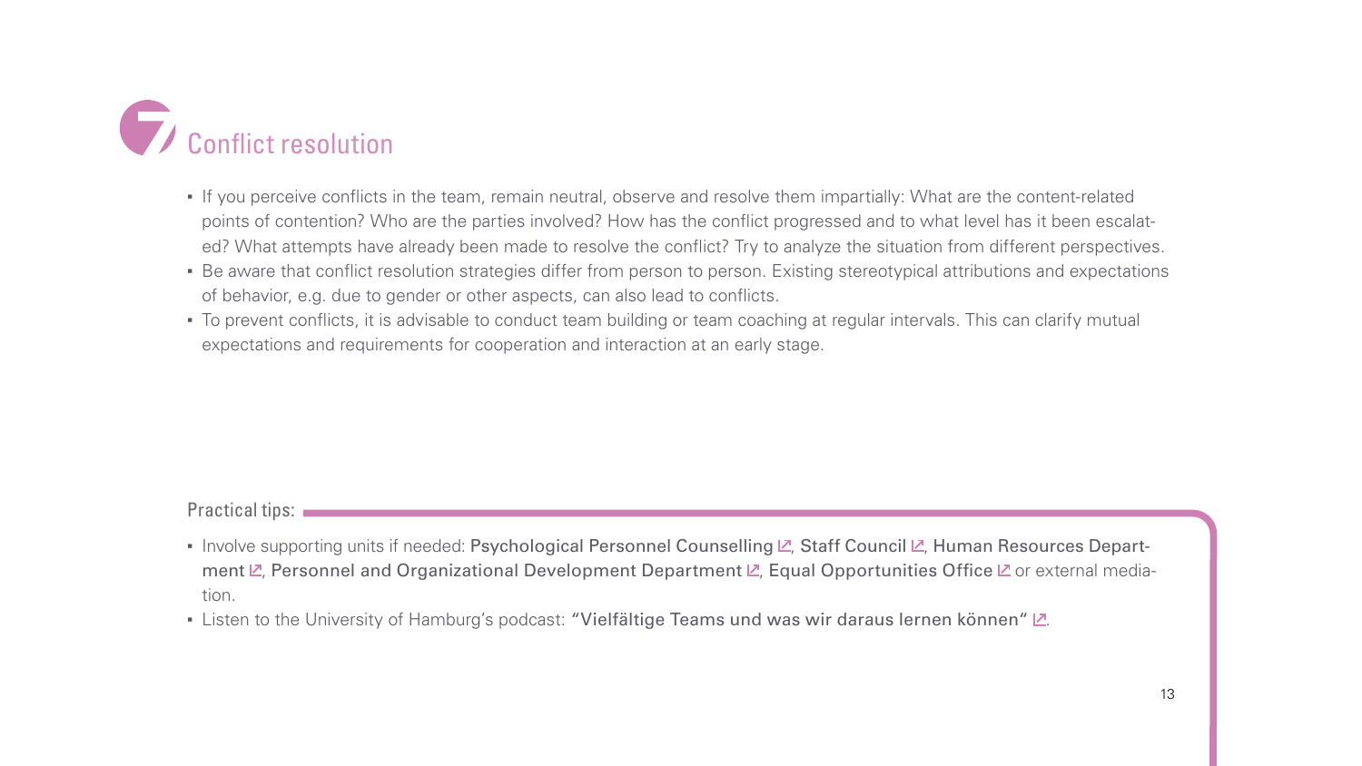# 7 Conflict resolution

- If you perceive conflicts in the team, remain neutral, observe and resolve them impartially: What are the content-related points of contention? Who are the parties involved? How has the conflict progressed and to what level has it been escalated? What attempts have already been made to resolve the conflict? Try to analyze the situation from different perspectives.
- Be aware that conflict resolution strategies differ from person to person. Existing stereotypical attributions and expectations of behavior, e.g. due to gender or other aspects, can also lead to conflicts.
- To prevent conflicts, it is advisable to conduct team building or team coaching at regular intervals. This can clarify mutual expectations and requirements for cooperation and interaction at an early stage.

Practical tips:

- Involve supporting units if needed: Psychological Personnel Counselling, Staff Council, Human Resources Department, Personnel and Organizational Development Department, Equal Opportunities Office or external mediation.
- Listen to the University of Hamburg's podcast: "Vielfältige Teams und was wir daraus lernen können".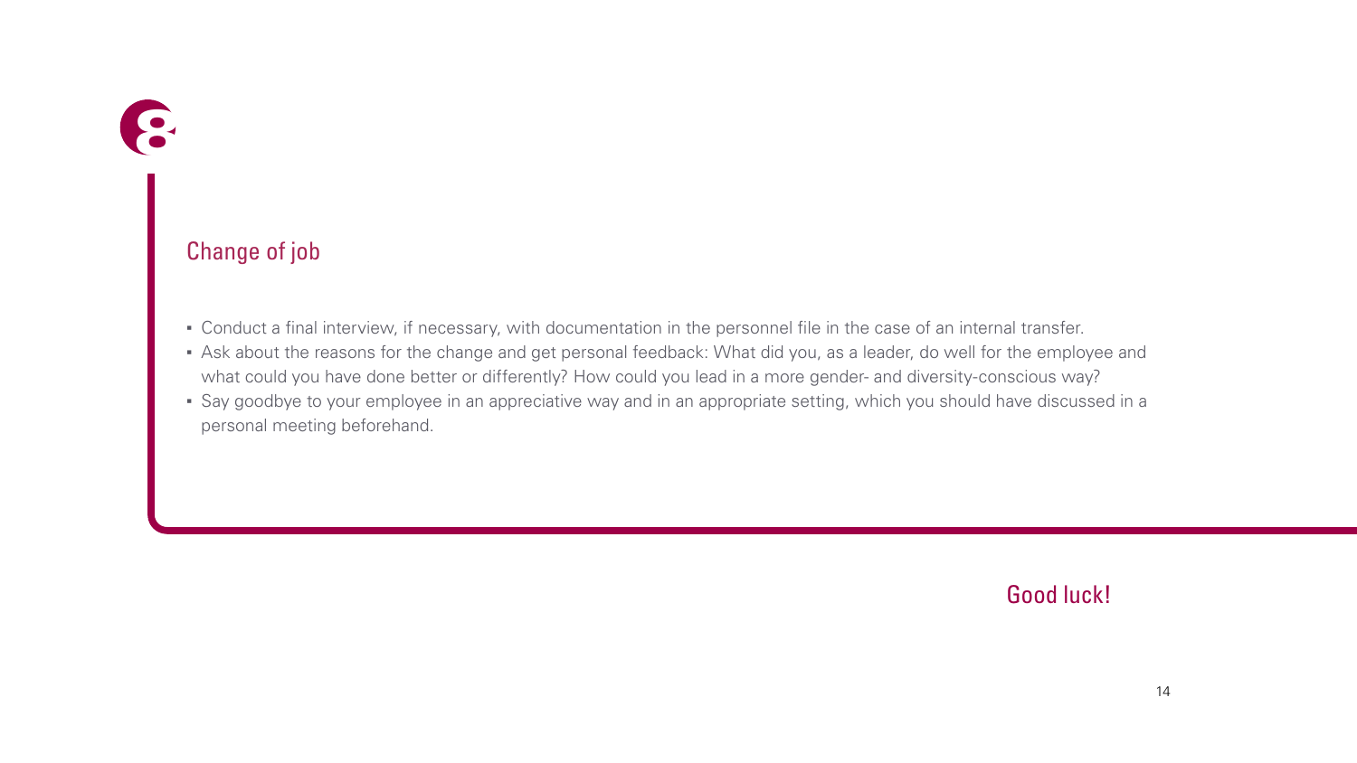# 8

## Change of job

- Conduct a final interview, if necessary, with documentation in the personnel file in the case of an internal transfer.
- Ask about the reasons for the change and get personal feedback: What did you, as a leader, do well for the employee and what could you have done better or differently? How could you lead in a more gender- and diversity-conscious way?
- Say goodbye to your employee in an appreciative way and in an appropriate setting, which you should have discussed in a personal meeting beforehand.

Good luck!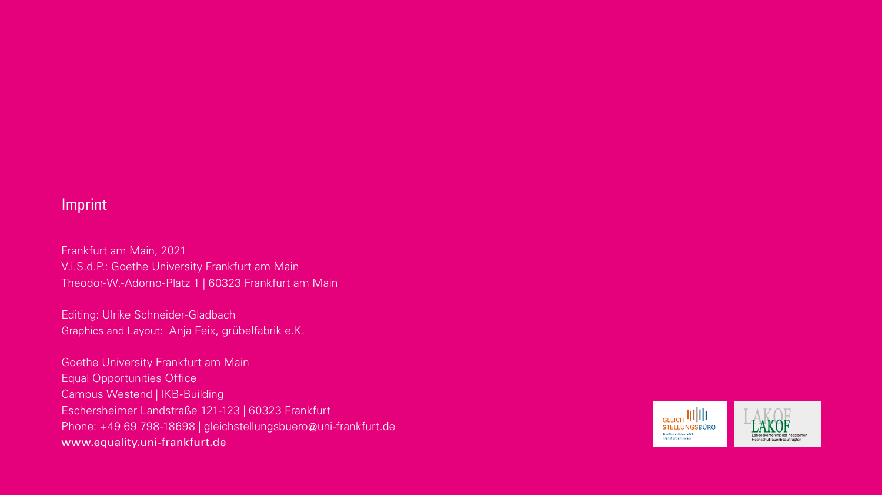## Imprint

Frankfurt am Main, 2021
V.i.S.d.P.: Goethe University Frankfurt am Main
Theodor-W.-Adorno-Platz 1 | 60323 Frankfurt am Main

Editing: Ulrike Schneider-Gladbach
Graphics and Layout: Anja Feix, grübelfabrik e.K.

Goethe University Frankfurt am Main
Equal Opportunities Office
Campus Westend | IKB-Building
Eschersheimer Landstraße 121-123 | 60323 Frankfurt
Phone: +49 69 798-18698 | gleichstellungsbuero@uni-frankfurt.de
www.equality.uni-frankfurt.de